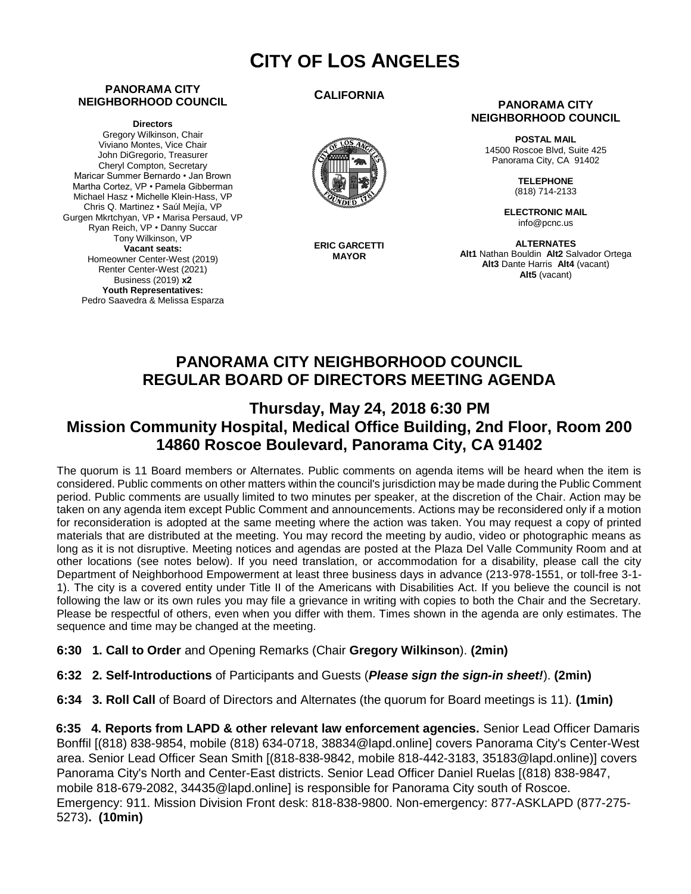# CITY OF LOS ANGELES

**PANORAMA CITY NEIGHBORHOOD COUNCIL**

**Directors**
Gregory Wilkinson, Chair
Viviano Montes, Vice Chair
John DiGregorio, Treasurer
Cheryl Compton, Secretary
Maricar Summer Bernardo • Jan Brown
Martha Cortez, VP • Pamela Gibberman
Michael Hasz • Michelle Klein-Hass, VP
Chris Q. Martinez • Saúl Mejía, VP
Gurgen Mkrtchyan, VP • Marisa Persaud, VP
Ryan Reich, VP • Danny Succar
Tony Wilkinson, VP
**Vacant seats:**
Homeowner Center-West (2019)
Renter Center-West (2021)
Business (2019) **x2**
**Youth Representatives:**
Pedro Saavedra & Melissa Esparza

**CALIFORNIA**

**ERIC GARCETTI**
**MAYOR**

**PANORAMA CITY NEIGHBORHOOD COUNCIL**

**POSTAL MAIL**
14500 Roscoe Blvd, Suite 425
Panorama City, CA 91402

**TELEPHONE**
(818) 714-2133

**ELECTRONIC MAIL**
info@pcnc.us

**ALTERNATES**
**Alt1** Nathan Bouldin **Alt2** Salvador Ortega
**Alt3** Dante Harris **Alt4** (vacant)
**Alt5** (vacant)

## PANORAMA CITY NEIGHBORHOOD COUNCIL REGULAR BOARD OF DIRECTORS MEETING AGENDA

### Thursday, May 24, 2018 6:30 PM
### Mission Community Hospital, Medical Office Building, 2nd Floor, Room 200
### 14860 Roscoe Boulevard, Panorama City, CA 91402

The quorum is 11 Board members or Alternates. Public comments on agenda items will be heard when the item is considered. Public comments on other matters within the council's jurisdiction may be made during the Public Comment period. Public comments are usually limited to two minutes per speaker, at the discretion of the Chair. Action may be taken on any agenda item except Public Comment and announcements. Actions may be reconsidered only if a motion for reconsideration is adopted at the same meeting where the action was taken. You may request a copy of printed materials that are distributed at the meeting. You may record the meeting by audio, video or photographic means as long as it is not disruptive. Meeting notices and agendas are posted at the Plaza Del Valle Community Room and at other locations (see notes below). If you need translation, or accommodation for a disability, please call the city Department of Neighborhood Empowerment at least three business days in advance (213-978-1551, or toll-free 3-1-1). The city is a covered entity under Title II of the Americans with Disabilities Act. If you believe the council is not following the law or its own rules you may file a grievance in writing with copies to both the Chair and the Secretary. Please be respectful of others, even when you differ with them. Times shown in the agenda are only estimates. The sequence and time may be changed at the meeting.

**6:30 1. Call to Order** and Opening Remarks (Chair **Gregory Wilkinson**). **(2min)**

**6:32 2. Self-Introductions** of Participants and Guests (***Please sign the sign-in sheet!***). **(2min)**

**6:34 3. Roll Call** of Board of Directors and Alternates (the quorum for Board meetings is 11). **(1min)**

**6:35 4. Reports from LAPD & other relevant law enforcement agencies.** Senior Lead Officer Damaris Bonffil [(818) 838-9854, mobile (818) 634-0718, 38834@lapd.online] covers Panorama City's Center-West area. Senior Lead Officer Sean Smith [(818-838-9842, mobile 818-442-3183, 35183@lapd.online)] covers Panorama City's North and Center-East districts. Senior Lead Officer Daniel Ruelas [(818) 838-9847, mobile 818-679-2082, 34435@lapd.online] is responsible for Panorama City south of Roscoe. Emergency: 911. Mission Division Front desk: 818-838-9800. Non-emergency: 877-ASKLAPD (877-275-5273)**. (10min)**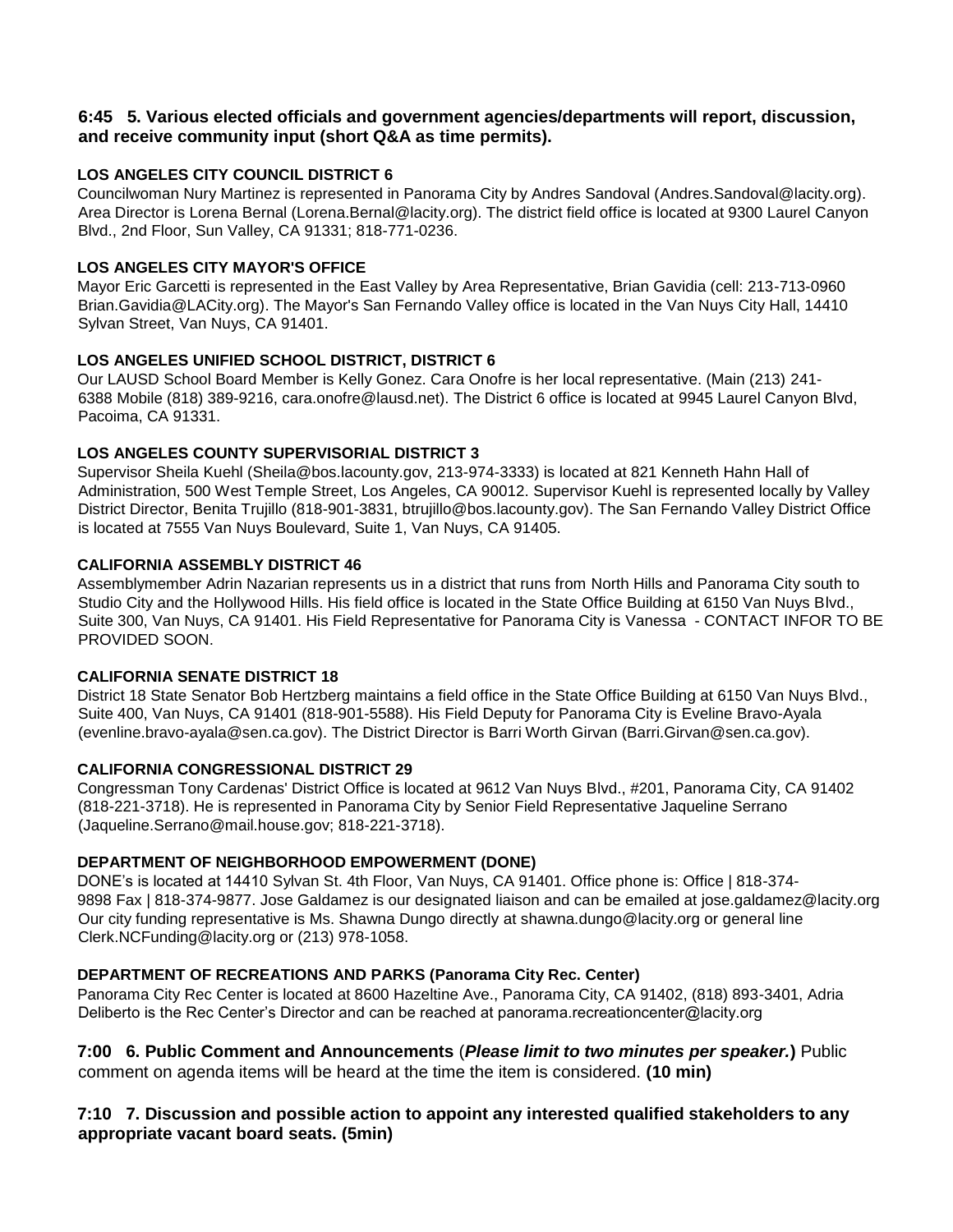**6:45 5. Various elected officials and government agencies/departments will report, discussion, and receive community input (short Q&A as time permits).**

**LOS ANGELES CITY COUNCIL DISTRICT 6**

Councilwoman Nury Martinez is represented in Panorama City by Andres Sandoval (Andres.Sandoval@lacity.org). Area Director is Lorena Bernal (Lorena.Bernal@lacity.org). The district field office is located at 9300 Laurel Canyon Blvd., 2nd Floor, Sun Valley, CA 91331; 818-771-0236.

**LOS ANGELES CITY MAYOR'S OFFICE**

Mayor Eric Garcetti is represented in the East Valley by Area Representative, Brian Gavidia (cell: 213-713-0960 Brian.Gavidia@LACity.org). The Mayor's San Fernando Valley office is located in the Van Nuys City Hall, 14410 Sylvan Street, Van Nuys, CA 91401.

**LOS ANGELES UNIFIED SCHOOL DISTRICT, DISTRICT 6**

Our LAUSD School Board Member is Kelly Gonez. Cara Onofre is her local representative. (Main (213) 241-6388 Mobile (818) 389-9216, cara.onofre@lausd.net). The District 6 office is located at 9945 Laurel Canyon Blvd, Pacoima, CA 91331.

**LOS ANGELES COUNTY SUPERVISORIAL DISTRICT 3**

Supervisor Sheila Kuehl (Sheila@bos.lacounty.gov, 213-974-3333) is located at 821 Kenneth Hahn Hall of Administration, 500 West Temple Street, Los Angeles, CA 90012. Supervisor Kuehl is represented locally by Valley District Director, Benita Trujillo (818-901-3831, btrujillo@bos.lacounty.gov). The San Fernando Valley District Office is located at 7555 Van Nuys Boulevard, Suite 1, Van Nuys, CA 91405.

**CALIFORNIA ASSEMBLY DISTRICT 46**

Assemblymember Adrin Nazarian represents us in a district that runs from North Hills and Panorama City south to Studio City and the Hollywood Hills. His field office is located in the State Office Building at 6150 Van Nuys Blvd., Suite 300, Van Nuys, CA 91401. His Field Representative for Panorama City is Vanessa - CONTACT INFOR TO BE PROVIDED SOON.

**CALIFORNIA SENATE DISTRICT 18**

District 18 State Senator Bob Hertzberg maintains a field office in the State Office Building at 6150 Van Nuys Blvd., Suite 400, Van Nuys, CA 91401 (818-901-5588). His Field Deputy for Panorama City is Eveline Bravo-Ayala (evenline.bravo-ayala@sen.ca.gov). The District Director is Barri Worth Girvan (Barri.Girvan@sen.ca.gov).

**CALIFORNIA CONGRESSIONAL DISTRICT 29**

Congressman Tony Cardenas' District Office is located at 9612 Van Nuys Blvd., #201, Panorama City, CA 91402 (818-221-3718). He is represented in Panorama City by Senior Field Representative Jaqueline Serrano (Jaqueline.Serrano@mail.house.gov; 818-221-3718).

**DEPARTMENT OF NEIGHBORHOOD EMPOWERMENT (DONE)**

DONE's is located at 14410 Sylvan St. 4th Floor, Van Nuys, CA 91401. Office phone is: Office | 818-374-9898 Fax | 818-374-9877. Jose Galdamez is our designated liaison and can be emailed at jose.galdamez@lacity.org Our city funding representative is Ms. Shawna Dungo directly at shawna.dungo@lacity.org or general line Clerk.NCFunding@lacity.org or (213) 978-1058.

**DEPARTMENT OF RECREATIONS AND PARKS (Panorama City Rec. Center)**

Panorama City Rec Center is located at 8600 Hazeltine Ave., Panorama City, CA 91402, (818) 893-3401, Adria Deliberto is the Rec Center's Director and can be reached at panorama.recreationcenter@lacity.org

**7:00 6. Public Comment and Announcements** (***Please limit to two minutes per speaker.***) Public comment on agenda items will be heard at the time the item is considered. **(10 min)**

**7:10 7. Discussion and possible action to appoint any interested qualified stakeholders to any appropriate vacant board seats. (5min)**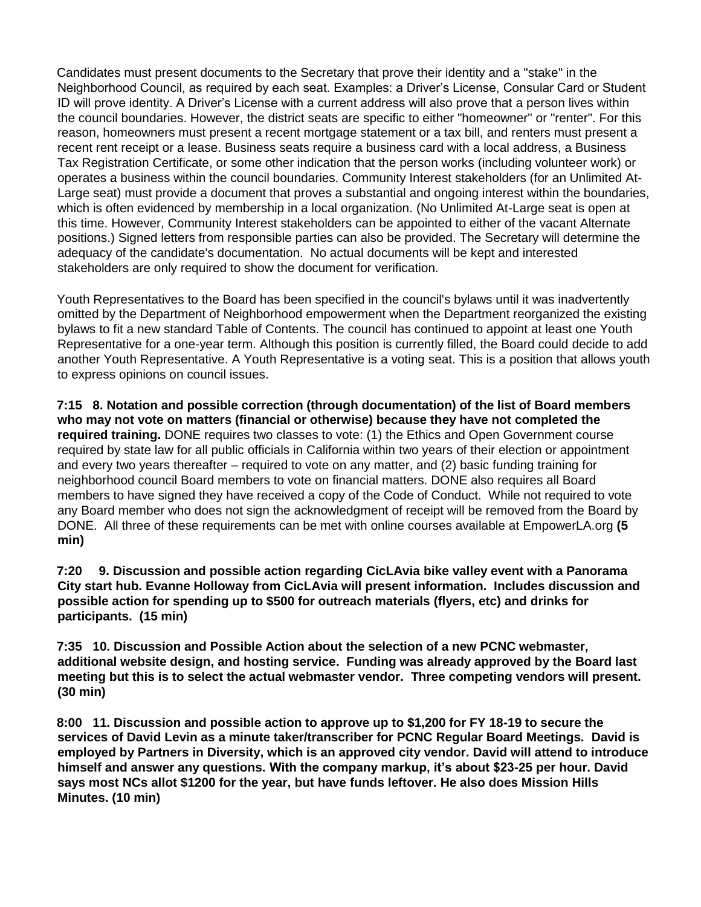Candidates must present documents to the Secretary that prove their identity and a "stake" in the Neighborhood Council, as required by each seat. Examples: a Driver's License, Consular Card or Student ID will prove identity. A Driver's License with a current address will also prove that a person lives within the council boundaries. However, the district seats are specific to either "homeowner" or "renter". For this reason, homeowners must present a recent mortgage statement or a tax bill, and renters must present a recent rent receipt or a lease. Business seats require a business card with a local address, a Business Tax Registration Certificate, or some other indication that the person works (including volunteer work) or operates a business within the council boundaries. Community Interest stakeholders (for an Unlimited At-Large seat) must provide a document that proves a substantial and ongoing interest within the boundaries, which is often evidenced by membership in a local organization. (No Unlimited At-Large seat is open at this time. However, Community Interest stakeholders can be appointed to either of the vacant Alternate positions.) Signed letters from responsible parties can also be provided. The Secretary will determine the adequacy of the candidate's documentation. No actual documents will be kept and interested stakeholders are only required to show the document for verification.

Youth Representatives to the Board has been specified in the council's bylaws until it was inadvertently omitted by the Department of Neighborhood empowerment when the Department reorganized the existing bylaws to fit a new standard Table of Contents. The council has continued to appoint at least one Youth Representative for a one-year term. Although this position is currently filled, the Board could decide to add another Youth Representative. A Youth Representative is a voting seat. This is a position that allows youth to express opinions on council issues.

**7:15 8. Notation and possible correction (through documentation) of the list of Board members who may not vote on matters (financial or otherwise) because they have not completed the required training.** DONE requires two classes to vote: (1) the Ethics and Open Government course required by state law for all public officials in California within two years of their election or appointment and every two years thereafter – required to vote on any matter, and (2) basic funding training for neighborhood council Board members to vote on financial matters. DONE also requires all Board members to have signed they have received a copy of the Code of Conduct. While not required to vote any Board member who does not sign the acknowledgment of receipt will be removed from the Board by DONE. All three of these requirements can be met with online courses available at EmpowerLA.org **(5 min)**

**7:20 9. Discussion and possible action regarding CicLAvia bike valley event with a Panorama City start hub. Evanne Holloway from CicLAvia will present information. Includes discussion and possible action for spending up to $500 for outreach materials (flyers, etc) and drinks for participants. (15 min)**

**7:35 10. Discussion and Possible Action about the selection of a new PCNC webmaster, additional website design, and hosting service. Funding was already approved by the Board last meeting but this is to select the actual webmaster vendor. Three competing vendors will present. (30 min)**

**8:00 11. Discussion and possible action to approve up to $1,200 for FY 18-19 to secure the services of David Levin as a minute taker/transcriber for PCNC Regular Board Meetings. David is employed by Partners in Diversity, which is an approved city vendor. David will attend to introduce himself and answer any questions. With the company markup, it's about $23-25 per hour. David says most NCs allot $1200 for the year, but have funds leftover. He also does Mission Hills Minutes. (10 min)**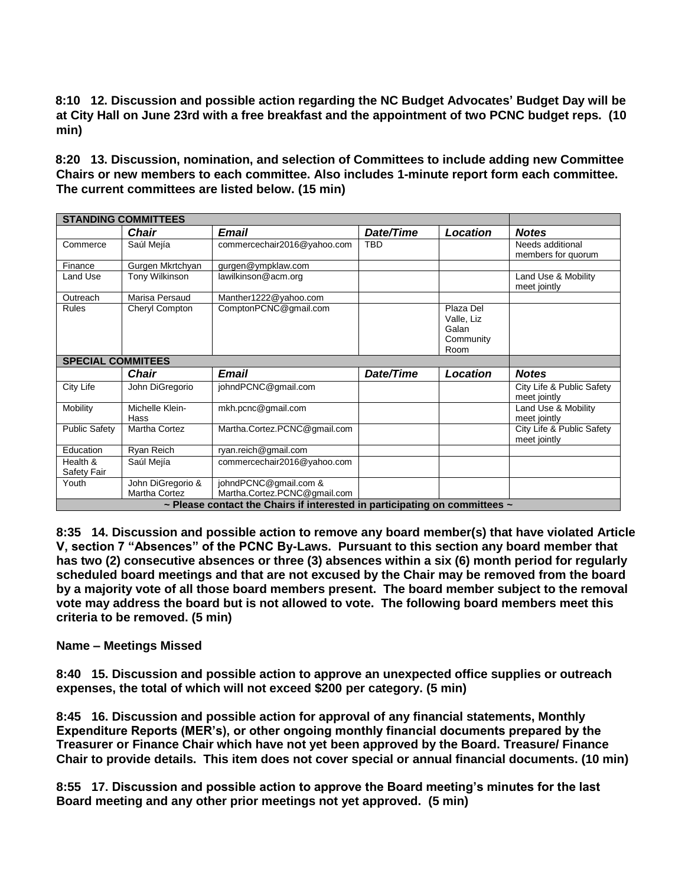**8:10 12. Discussion and possible action regarding the NC Budget Advocates' Budget Day will be at City Hall on June 23rd with a free breakfast and the appointment of two PCNC budget reps. (10 min)**

**8:20 13. Discussion, nomination, and selection of Committees to include adding new Committee Chairs or new members to each committee. Also includes 1-minute report form each committee. The current committees are listed below. (15 min)**

| STANDING COMMITTEES | | | | | |
|---|---|---|---|---|---|
| | ***Chair*** | ***Email*** | ***Date/Time*** | ***Location*** | ***Notes*** |
| Commerce | Saúl Mejía | commercechair2016@yahoo.com | TBD | | Needs additional members for quorum |
| Finance | Gurgen Mkrtchyan | gurgen@ympklaw.com | | | |
| Land Use | Tony Wilkinson | lawilkinson@acm.org | | | Land Use & Mobility meet jointly |
| Outreach | Marisa Persaud | Manther1222@yahoo.com | | | |
| Rules | Cheryl Compton | ComptonPCNC@gmail.com | | Plaza Del Valle, Liz Galan Community Room | |
| **SPECIAL COMMITEES** | | | | | |
| | ***Chair*** | ***Email*** | ***Date/Time*** | ***Location*** | ***Notes*** |
| City Life | John DiGregorio | johndPCNC@gmail.com | | | City Life & Public Safety meet jointly |
| Mobility | Michelle Klein-Hass | mkh.pcnc@gmail.com | | | Land Use & Mobility meet jointly |
| Public Safety | Martha Cortez | Martha.Cortez.PCNC@gmail.com | | | City Life & Public Safety meet jointly |
| Education | Ryan Reich | ryan.reich@gmail.com | | | |
| Health & Safety Fair | Saúl Mejía | commercechair2016@yahoo.com | | | |
| Youth | John DiGregorio & Martha Cortez | johndPCNC@gmail.com & Martha.Cortez.PCNC@gmail.com | | | |
| **~ Please contact the Chairs if interested in participating on committees ~** | | | | | |

**8:35 14. Discussion and possible action to remove any board member(s) that have violated Article V, section 7 "Absences" of the PCNC By-Laws. Pursuant to this section any board member that has two (2) consecutive absences or three (3) absences within a six (6) month period for regularly scheduled board meetings and that are not excused by the Chair may be removed from the board by a majority vote of all those board members present. The board member subject to the removal vote may address the board but is not allowed to vote. The following board members meet this criteria to be removed. (5 min)**

**Name – Meetings Missed**

**8:40 15. Discussion and possible action to approve an unexpected office supplies or outreach expenses, the total of which will not exceed $200 per category. (5 min)**

**8:45 16. Discussion and possible action for approval of any financial statements, Monthly Expenditure Reports (MER's), or other ongoing monthly financial documents prepared by the Treasurer or Finance Chair which have not yet been approved by the Board. Treasure/ Finance Chair to provide details. This item does not cover special or annual financial documents. (10 min)**

**8:55 17. Discussion and possible action to approve the Board meeting's minutes for the last Board meeting and any other prior meetings not yet approved. (5 min)**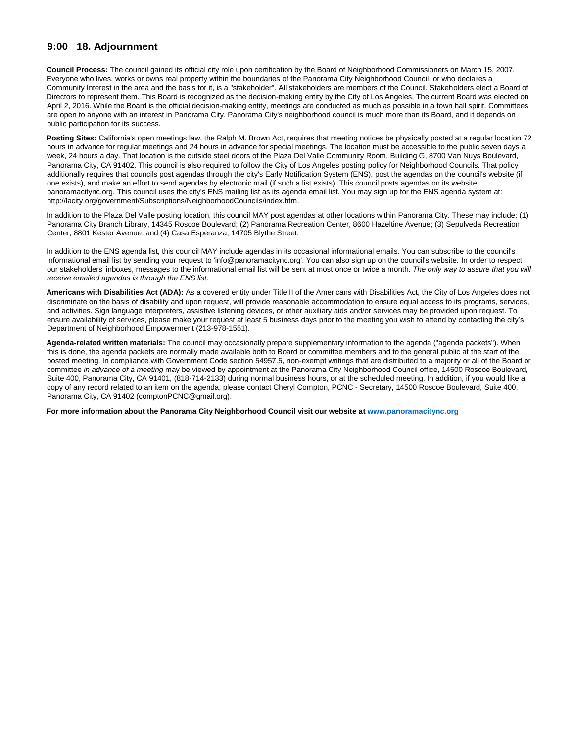## 9:00 18. Adjournment

**Council Process:** The council gained its official city role upon certification by the Board of Neighborhood Commissioners on March 15, 2007. Everyone who lives, works or owns real property within the boundaries of the Panorama City Neighborhood Council, or who declares a Community Interest in the area and the basis for it, is a "stakeholder". All stakeholders are members of the Council. Stakeholders elect a Board of Directors to represent them. This Board is recognized as the decision-making entity by the City of Los Angeles. The current Board was elected on April 2, 2016. While the Board is the official decision-making entity, meetings are conducted as much as possible in a town hall spirit. Committees are open to anyone with an interest in Panorama City. Panorama City's neighborhood council is much more than its Board, and it depends on public participation for its success.

**Posting Sites:** California's open meetings law, the Ralph M. Brown Act, requires that meeting notices be physically posted at a regular location 72 hours in advance for regular meetings and 24 hours in advance for special meetings. The location must be accessible to the public seven days a week, 24 hours a day. That location is the outside steel doors of the Plaza Del Valle Community Room, Building G, 8700 Van Nuys Boulevard, Panorama City, CA 91402. This council is also required to follow the City of Los Angeles posting policy for Neighborhood Councils. That policy additionally requires that councils post agendas through the city's Early Notification System (ENS), post the agendas on the council's website (if one exists), and make an effort to send agendas by electronic mail (if such a list exists). This council posts agendas on its website, panoramacitync.org. This council uses the city's ENS mailing list as its agenda email list. You may sign up for the ENS agenda system at: http://lacity.org/government/Subscriptions/NeighborhoodCouncils/index.htm.

In addition to the Plaza Del Valle posting location, this council MAY post agendas at other locations within Panorama City. These may include: (1) Panorama City Branch Library, 14345 Roscoe Boulevard; (2) Panorama Recreation Center, 8600 Hazeltine Avenue; (3) Sepulveda Recreation Center, 8801 Kester Avenue; and (4) Casa Esperanza, 14705 Blythe Street.

In addition to the ENS agenda list, this council MAY include agendas in its occasional informational emails. You can subscribe to the council's informational email list by sending your request to 'info@panoramacitync.org'. You can also sign up on the council's website. In order to respect our stakeholders' inboxes, messages to the informational email list will be sent at most once or twice a month. *The only way to assure that you will receive emailed agendas is through the ENS list.*

**Americans with Disabilities Act (ADA):** As a covered entity under Title II of the Americans with Disabilities Act, the City of Los Angeles does not discriminate on the basis of disability and upon request, will provide reasonable accommodation to ensure equal access to its programs, services, and activities. Sign language interpreters, assistive listening devices, or other auxiliary aids and/or services may be provided upon request. To ensure availability of services, please make your request at least 5 business days prior to the meeting you wish to attend by contacting the city's Department of Neighborhood Empowerment (213-978-1551).

**Agenda-related written materials:** The council may occasionally prepare supplementary information to the agenda ("agenda packets"). When this is done, the agenda packets are normally made available both to Board or committee members and to the general public at the start of the posted meeting. In compliance with Government Code section 54957.5, non-exempt writings that are distributed to a majority or all of the Board or committee *in advance of a meeting* may be viewed by appointment at the Panorama City Neighborhood Council office, 14500 Roscoe Boulevard, Suite 400, Panorama City, CA 91401, (818-714-2133) during normal business hours, or at the scheduled meeting. In addition, if you would like a copy of any record related to an item on the agenda, please contact Cheryl Compton, PCNC - Secretary, 14500 Roscoe Boulevard, Suite 400, Panorama City, CA 91402 (comptonPCNC@gmail.org).

**For more information about the Panorama City Neighborhood Council visit our website at [www.panoramacitync.org](http://www.panoramacitync.org)**